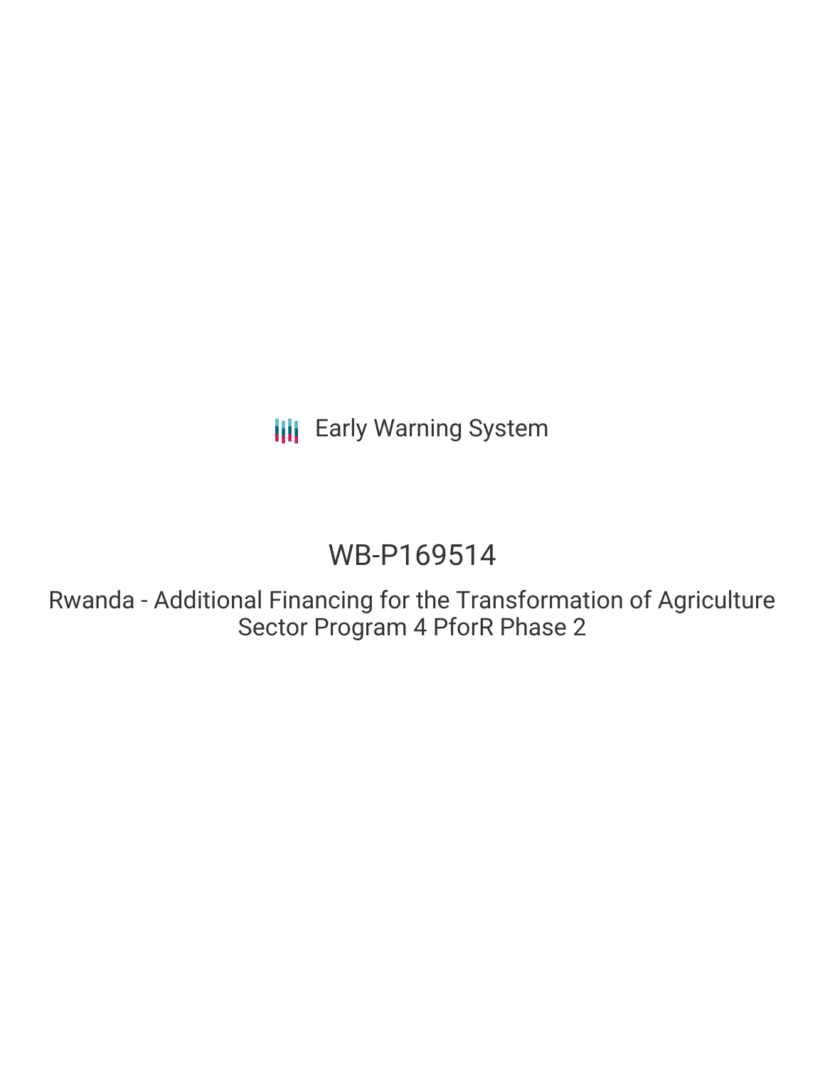Early Warning System

# WB-P169514

Rwanda - Additional Financing for the Transformation of Agriculture Sector Program 4 PforR Phase 2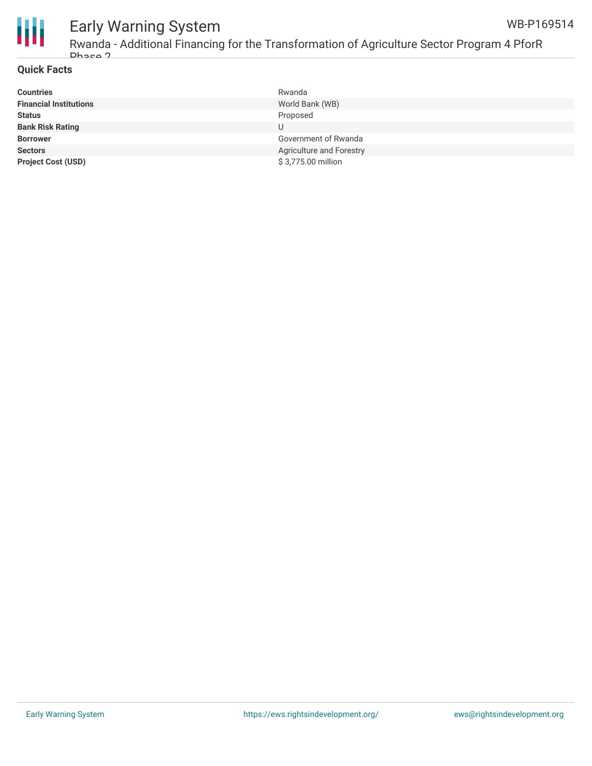## Quick Facts

| | |
|---|---|
| **Countries** | Rwanda |
| **Financial Institutions** | World Bank (WB) |
| **Status** | Proposed |
| **Bank Risk Rating** | U |
| **Borrower** | Government of Rwanda |
| **Sectors** | Agriculture and Forestry |
| **Project Cost (USD)** | $ 3,775.00 million |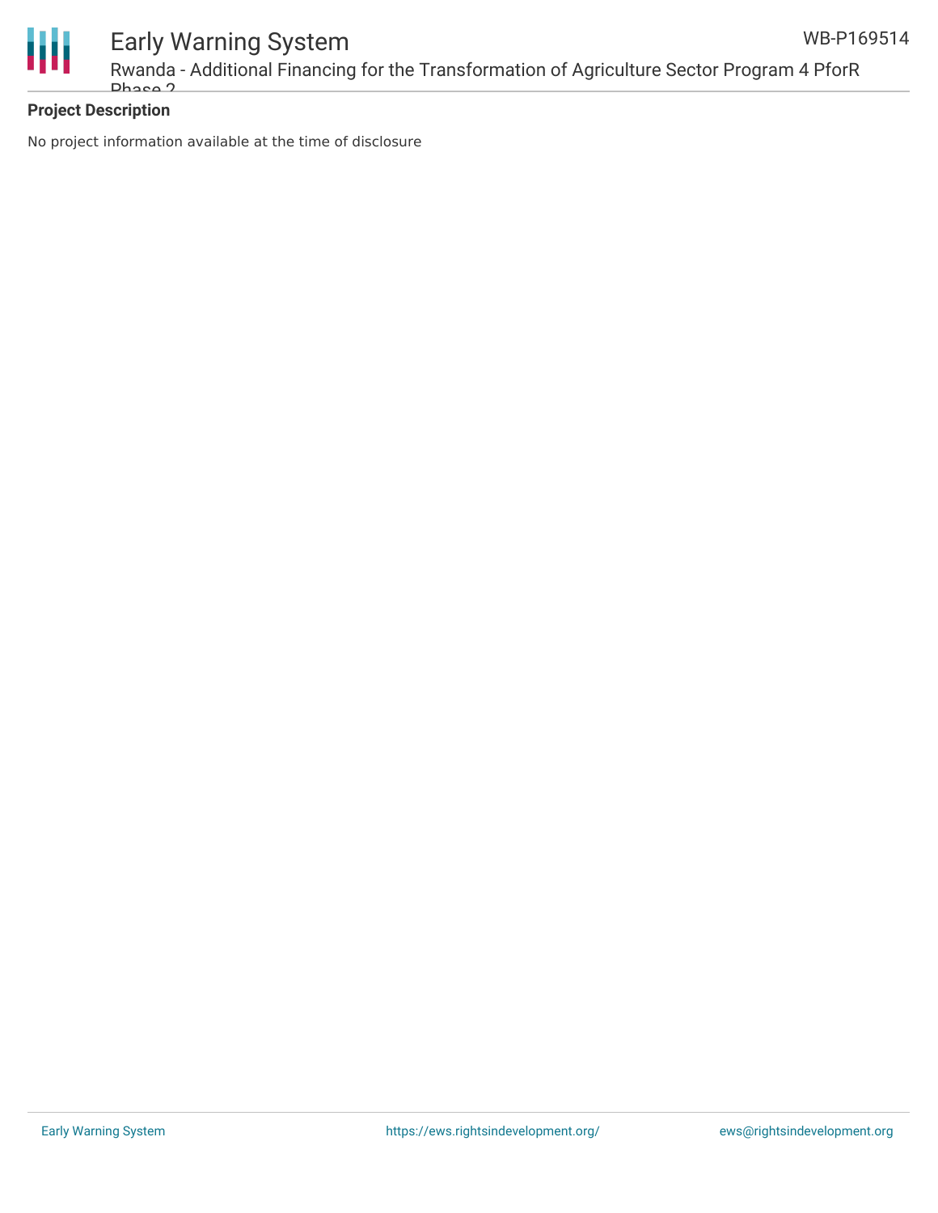**Project Description**

No project information available at the time of disclosure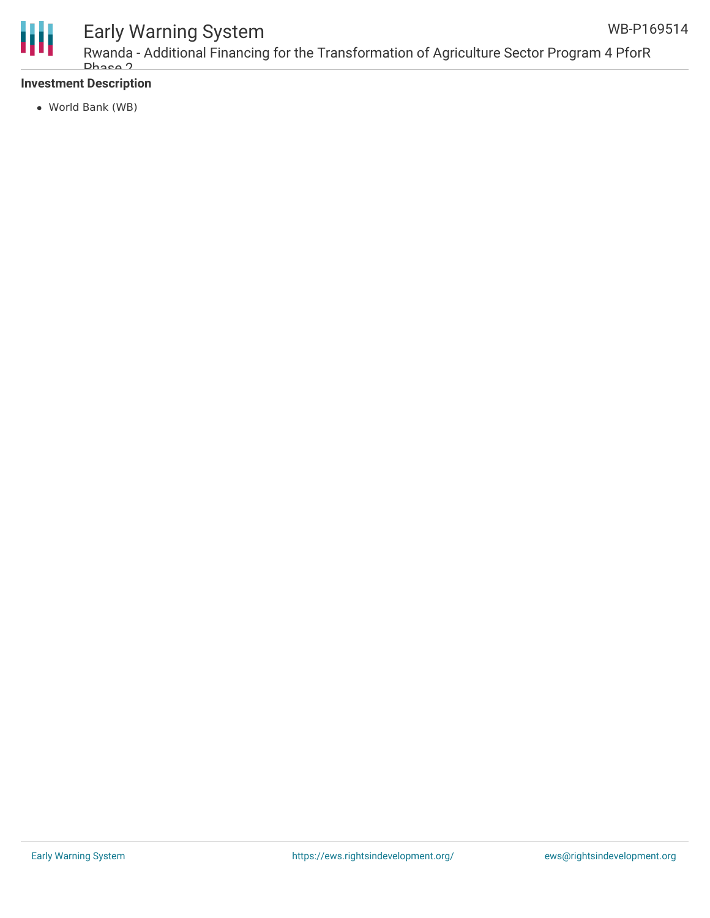**Investment Description**

- World Bank (WB)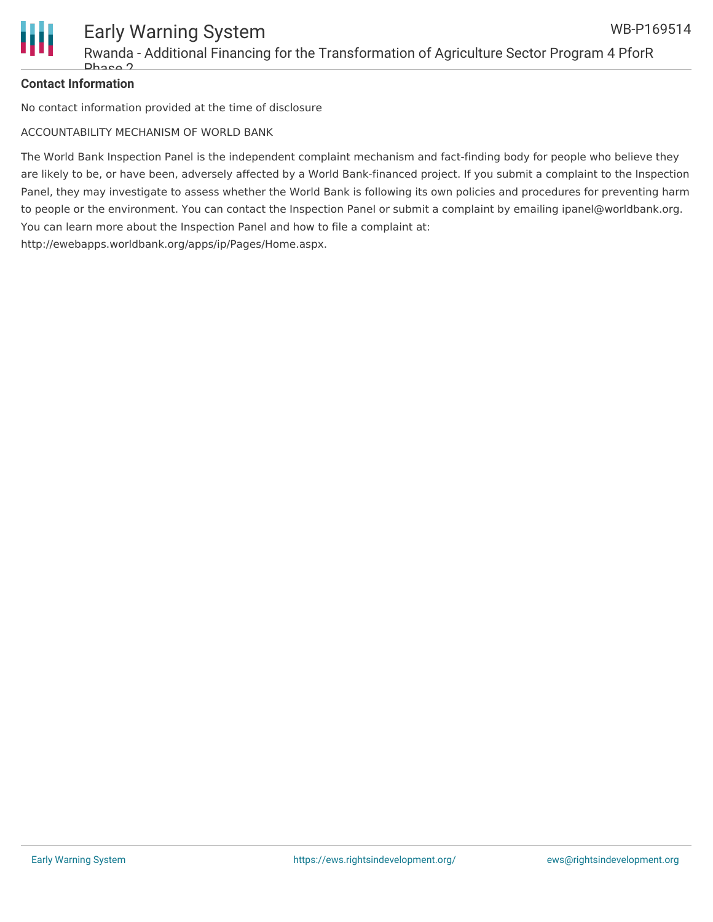**Contact Information**

No contact information provided at the time of disclosure

ACCOUNTABILITY MECHANISM OF WORLD BANK

The World Bank Inspection Panel is the independent complaint mechanism and fact-finding body for people who believe they are likely to be, or have been, adversely affected by a World Bank-financed project. If you submit a complaint to the Inspection Panel, they may investigate to assess whether the World Bank is following its own policies and procedures for preventing harm to people or the environment. You can contact the Inspection Panel or submit a complaint by emailing ipanel@worldbank.org. You can learn more about the Inspection Panel and how to file a complaint at: http://ewebapps.worldbank.org/apps/ip/Pages/Home.aspx.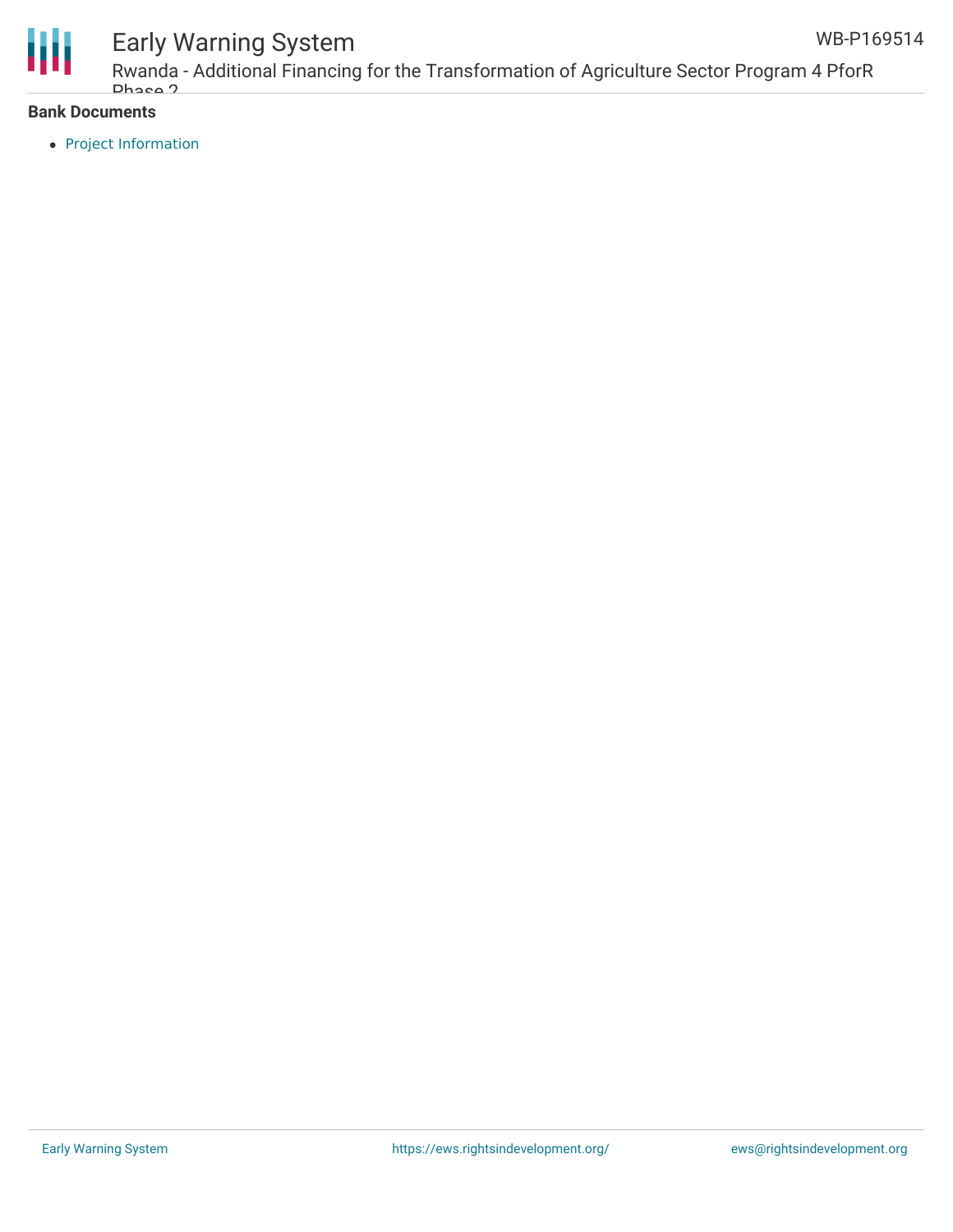**Bank Documents**

- Project Information